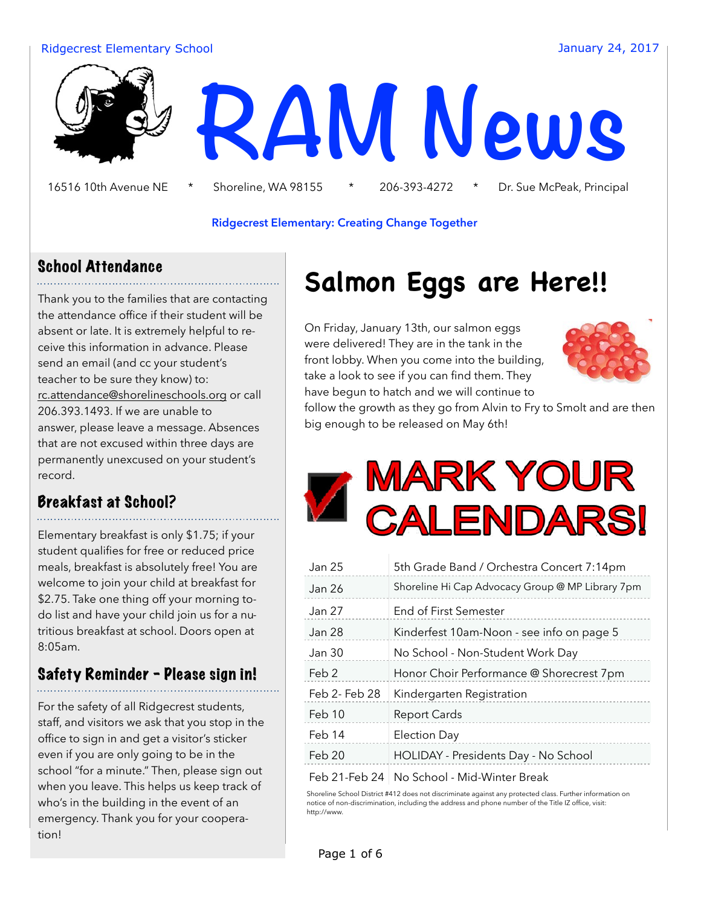Ridgecrest Elementary School

January 24, 2017

# RAM News

16516 10th Avenue NE * Shoreline, WA 98155 * 206-393-4272 * Dr. Sue McPeak, Principal

**Ridgecrest Elementary: Creating Change Together**

## School Attendance

Thank you to the families that are contacting the attendance office if their student will be absent or late. It is extremely helpful to receive this information in advance. Please send an email (and cc your student's teacher to be sure they know) to: rc.attendance@shorelineschools.org or call 206.393.1493. If we are unable to answer, please leave a message. Absences that are not excused within three days are permanently unexcused on your student's record.

## Breakfast at School?

Elementary breakfast is only $1.75; if your student qualifies for free or reduced price meals, breakfast is absolutely free! You are welcome to join your child at breakfast for $2.75. Take one thing off your morning to-do list and have your child join us for a nutritious breakfast at school. Doors open at 8:05am.

## Safety Reminder - Please sign in!

For the safety of all Ridgecrest students, staff, and visitors we ask that you stop in the office to sign in and get a visitor's sticker even if you are only going to be in the school "for a minute." Then, please sign out when you leave. This helps us keep track of who's in the building in the event of an emergency. Thank you for your cooperation!

## Salmon Eggs are Here!!

On Friday, January 13th, our salmon eggs were delivered! They are in the tank in the front lobby. When you come into the building, take a look to see if you can find them. They have begun to hatch and we will continue to follow the growth as they go from Alvin to Fry to Smolt and are then big enough to be released on May 6th!

## MARK YOUR CALENDARS!

| | |
|---|---|
| Jan 25 | 5th Grade Band / Orchestra Concert 7:14pm |
| Jan 26 | Shoreline Hi Cap Advocacy Group @ MP Library 7pm |
| Jan 27 | End of First Semester |
| Jan 28 | Kinderfest 10am-Noon - see info on page 5 |
| Jan 30 | No School - Non-Student Work Day |
| Feb 2 | Honor Choir Performance @ Shorecrest 7pm |
| Feb 2- Feb 28 | Kindergarten Registration |
| Feb 10 | Report Cards |
| Feb 14 | Election Day |
| Feb 20 | HOLIDAY - Presidents Day - No School |
| Feb 21-Feb 24 | No School - Mid-Winter Break |

Shoreline School District #412 does not discriminate against any protected class. Further information on notice of non-discrimination, including the address and phone number of the Title IZ office, visit: http://www.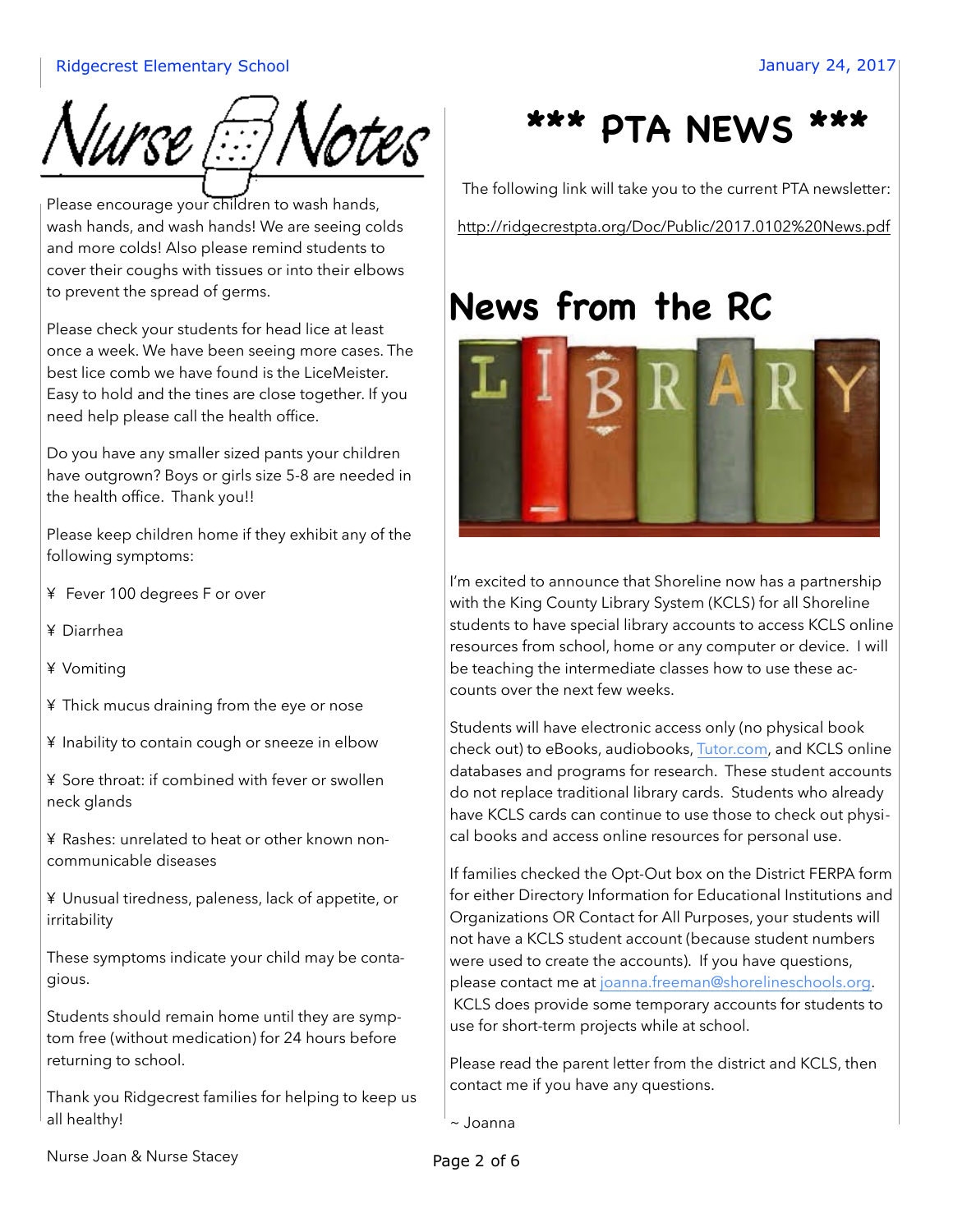# Nurse Notes

Please encourage your children to wash hands, wash hands, and wash hands! We are seeing colds and more colds! Also please remind students to cover their coughs with tissues or into their elbows to prevent the spread of germs.

Please check your students for head lice at least once a week. We have been seeing more cases. The best lice comb we have found is the LiceMeister. Easy to hold and the tines are close together. If you need help please call the health office.

Do you have any smaller sized pants your children have outgrown? Boys or girls size 5-8 are needed in the health office. Thank you!!

Please keep children home if they exhibit any of the following symptoms:

- Fever 100 degrees F or over
- Diarrhea
- Vomiting
- Thick mucus draining from the eye or nose
- Inability to contain cough or sneeze in elbow
- Sore throat: if combined with fever or swollen neck glands
- Rashes: unrelated to heat or other known non-communicable diseases
- Unusual tiredness, paleness, lack of appetite, or irritability

These symptoms indicate your child may be contagious.

Students should remain home until they are symptom free (without medication) for 24 hours before returning to school.

Thank you Ridgecrest families for helping to keep us all healthy!

Nurse Joan & Nurse Stacey

# *** PTA NEWS ***

The following link will take you to the current PTA newsletter:

http://ridgecrestpta.org/Doc/Public/2017.0102%20News.pdf

# News from the RC

I'm excited to announce that Shoreline now has a partnership with the King County Library System (KCLS) for all Shoreline students to have special library accounts to access KCLS online resources from school, home or any computer or device. I will be teaching the intermediate classes how to use these accounts over the next few weeks.

Students will have electronic access only (no physical book check out) to eBooks, audiobooks, Tutor.com, and KCLS online databases and programs for research. These student accounts do not replace traditional library cards. Students who already have KCLS cards can continue to use those to check out physical books and access online resources for personal use.

If families checked the Opt-Out box on the District FERPA form for either Directory Information for Educational Institutions and Organizations OR Contact for All Purposes, your students will not have a KCLS student account (because student numbers were used to create the accounts). If you have questions, please contact me at joanna.freeman@shorelineschools.org. KCLS does provide some temporary accounts for students to use for short-term projects while at school.

Please read the parent letter from the district and KCLS, then contact me if you have any questions.

~ Joanna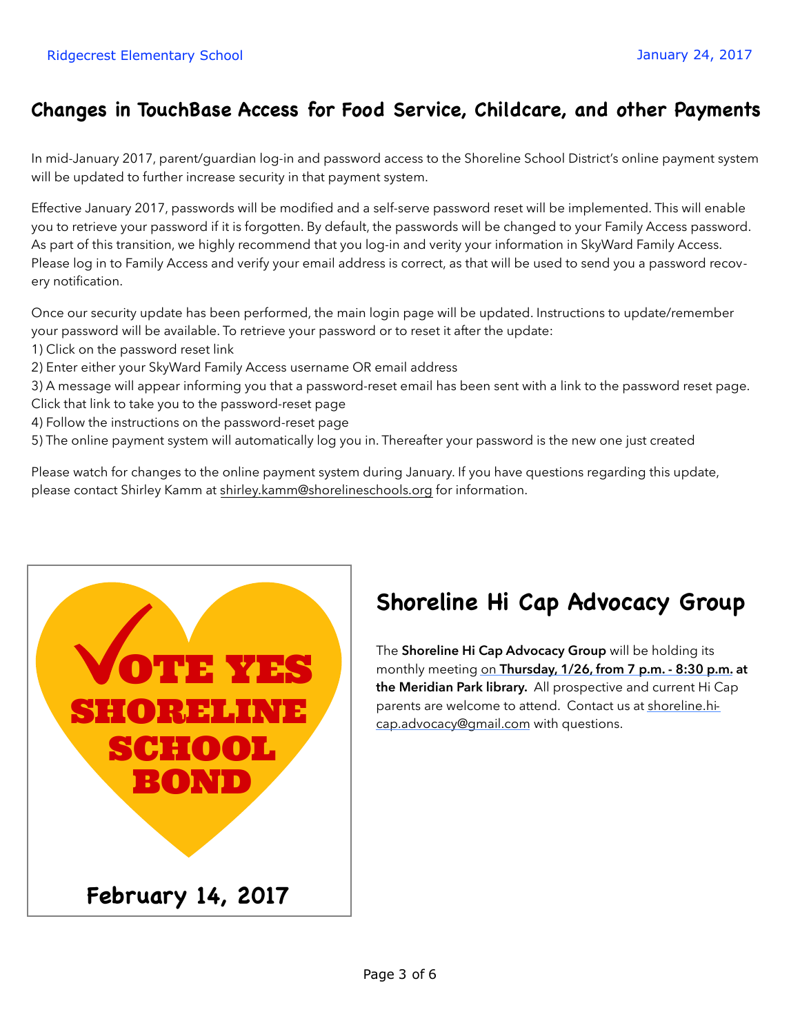## Changes in TouchBase Access for Food Service, Childcare, and other Payments

In mid-January 2017, parent/guardian log-in and password access to the Shoreline School District's online payment system will be updated to further increase security in that payment system.

Effective January 2017, passwords will be modified and a self-serve password reset will be implemented. This will enable you to retrieve your password if it is forgotten. By default, the passwords will be changed to your Family Access password. As part of this transition, we highly recommend that you log-in and verity your information in SkyWard Family Access. Please log in to Family Access and verify your email address is correct, as that will be used to send you a password recovery notification.

Once our security update has been performed, the main login page will be updated. Instructions to update/remember your password will be available. To retrieve your password or to reset it after the update:

1) Click on the password reset link
2) Enter either your SkyWard Family Access username OR email address
3) A message will appear informing you that a password-reset email has been sent with a link to the password reset page. Click that link to take you to the password-reset page
4) Follow the instructions on the password-reset page
5) The online payment system will automatically log you in. Thereafter your password is the new one just created

Please watch for changes to the online payment system during January. If you have questions regarding this update, please contact Shirley Kamm at shirley.kamm@shorelineschools.org for information.

**VOTE YES SHORELINE SCHOOL BOND**

**February 14, 2017**

## Shoreline Hi Cap Advocacy Group

The **Shoreline Hi Cap Advocacy Group** will be holding its monthly meeting on **Thursday, 1/26, from 7 p.m. - 8:30 p.m. at the Meridian Park library.** All prospective and current Hi Cap parents are welcome to attend. Contact us at shoreline.hi-cap.advocacy@gmail.com with questions.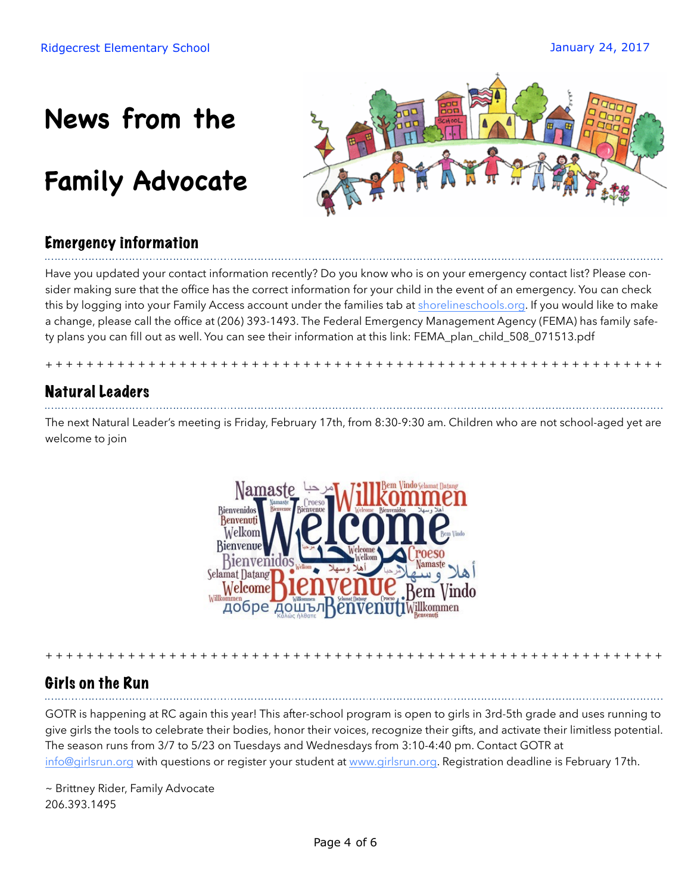# News from the Family Advocate

## Emergency information

Have you updated your contact information recently? Do you know who is on your emergency contact list? Please consider making sure that the office has the correct information for your child in the event of an emergency. You can check this by logging into your Family Access account under the families tab at shorelineschools.org. If you would like to make a change, please call the office at (206) 393-1493. The Federal Emergency Management Agency (FEMA) has family safety plans you can fill out as well. You can see their information at this link: FEMA_plan_child_508_071513.pdf

+ + + + + + + + + + + + + + + + + + + + + + + + + + + + + + + + + + + + + + + + + + + + + + + + + + + + + + + + + + + + + +

## Natural Leaders

The next Natural Leader's meeting is Friday, February 17th, from 8:30-9:30 am. Children who are not school-aged yet are welcome to join

+ + + + + + + + + + + + + + + + + + + + + + + + + + + + + + + + + + + + + + + + + + + + + + + + + + + + + + + + + + + + + +

## Girls on the Run

GOTR is happening at RC again this year! This after-school program is open to girls in 3rd-5th grade and uses running to give girls the tools to celebrate their bodies, honor their voices, recognize their gifts, and activate their limitless potential. The season runs from 3/7 to 5/23 on Tuesdays and Wednesdays from 3:10-4:40 pm. Contact GOTR at info@girlsrun.org with questions or register your student at www.girlsrun.org. Registration deadline is February 17th.

~ Brittney Rider, Family Advocate
206.393.1495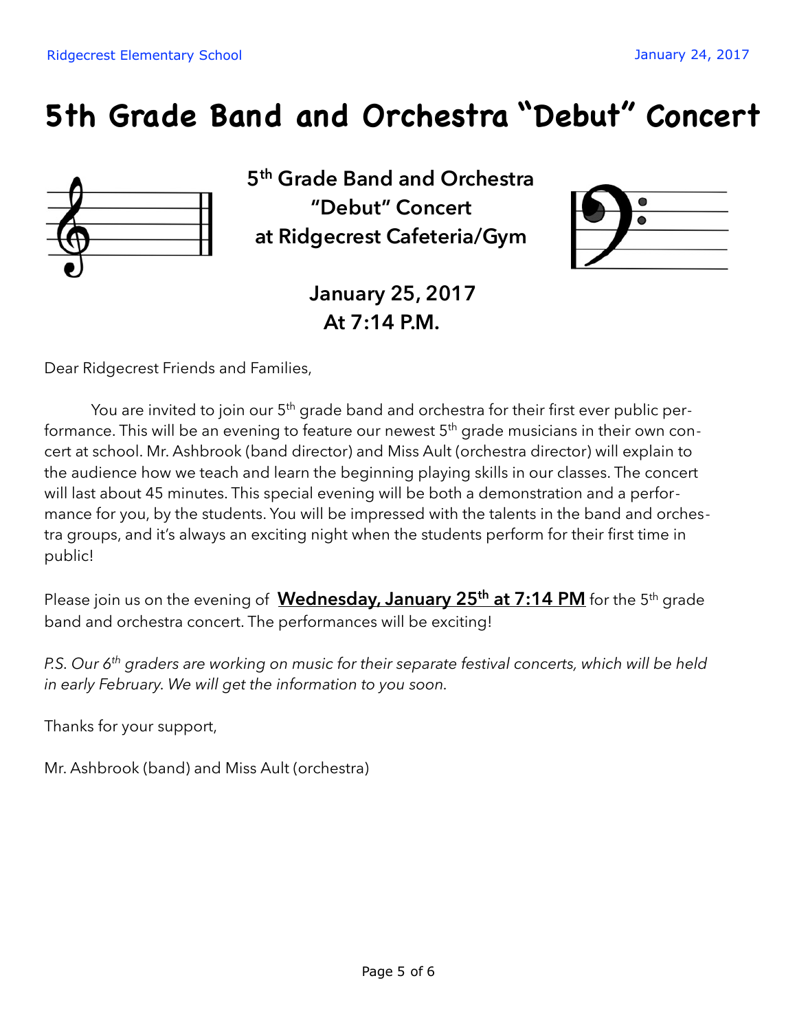# 5th Grade Band and Orchestra "Debut" Concert

**5th Grade Band and Orchestra "Debut" Concert at Ridgecrest Cafeteria/Gym**

**January 25, 2017**
**At 7:14 P.M.**

Dear Ridgecrest Friends and Families,

You are invited to join our 5th grade band and orchestra for their first ever public performance. This will be an evening to feature our newest 5th grade musicians in their own concert at school. Mr. Ashbrook (band director) and Miss Ault (orchestra director) will explain to the audience how we teach and learn the beginning playing skills in our classes. The concert will last about 45 minutes. This special evening will be both a demonstration and a performance for you, by the students. You will be impressed with the talents in the band and orchestra groups, and it's always an exciting night when the students perform for their first time in public!

Please join us on the evening of **Wednesday, January 25th at 7:14 PM** for the 5th grade band and orchestra concert. The performances will be exciting!

*P.S. Our 6th graders are working on music for their separate festival concerts, which will be held in early February. We will get the information to you soon.*

Thanks for your support,

Mr. Ashbrook (band) and Miss Ault (orchestra)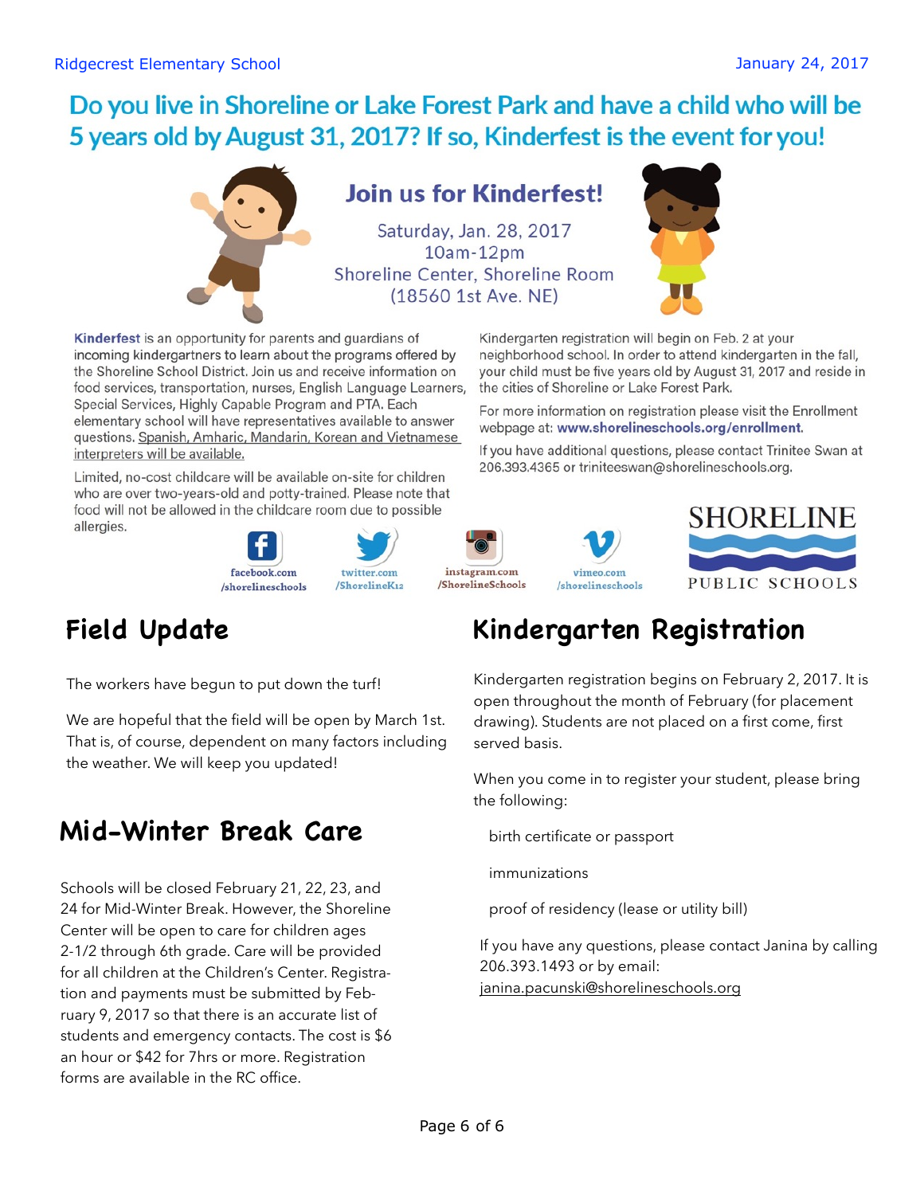Do you live in Shoreline or Lake Forest Park and have a child who will be 5 years old by August 31, 2017? If so, Kinderfest is the event for you!

## Join us for Kinderfest!

Saturday, Jan. 28, 2017
10am-12pm
Shoreline Center, Shoreline Room
(18560 1st Ave. NE)

**Kinderfest** is an opportunity for parents and guardians of incoming kindergartners to learn about the programs offered by the Shoreline School District. Join us and receive information on food services, transportation, nurses, English Language Learners, Special Services, Highly Capable Program and PTA. Each elementary school will have representatives available to answer questions. Spanish, Amharic, Mandarin, Korean and Vietnamese interpreters will be available.

Limited, no-cost childcare will be available on-site for children who are over two-years-old and potty-trained. Please note that food will not be allowed in the childcare room due to possible allergies.

Kindergarten registration will begin on Feb. 2 at your neighborhood school. In order to attend kindergarten in the fall, your child must be five years old by August 31, 2017 and reside in the cities of Shoreline or Lake Forest Park.

For more information on registration please visit the Enrollment webpage at: **www.shorelineschools.org/enrollment.**

If you have additional questions, please contact Trinitee Swan at 206.393.4365 or triniteeswan@shorelineschools.org.

facebook.com /shorelineschools
twitter.com /ShorelineK12
instagram.com /ShorelineSchools
vimeo.com /shorelineschools

SHORELINE PUBLIC SCHOOLS

## Field Update

The workers have begun to put down the turf!

We are hopeful that the field will be open by March 1st. That is, of course, dependent on many factors including the weather. We will keep you updated!

## Mid-Winter Break Care

Schools will be closed February 21, 22, 23, and 24 for Mid-Winter Break. However, the Shoreline Center will be open to care for children ages 2-1/2 through 6th grade. Care will be provided for all children at the Children's Center. Registration and payments must be submitted by February 9, 2017 so that there is an accurate list of students and emergency contacts. The cost is $6 an hour or $42 for 7hrs or more. Registration forms are available in the RC office.

## Kindergarten Registration

Kindergarten registration begins on February 2, 2017. It is open throughout the month of February (for placement drawing). Students are not placed on a first come, first served basis.

When you come in to register your student, please bring the following:

- birth certificate or passport
- immunizations
- proof of residency (lease or utility bill)

If you have any questions, please contact Janina by calling 206.393.1493 or by email: janina.pacunski@shorelineschools.org